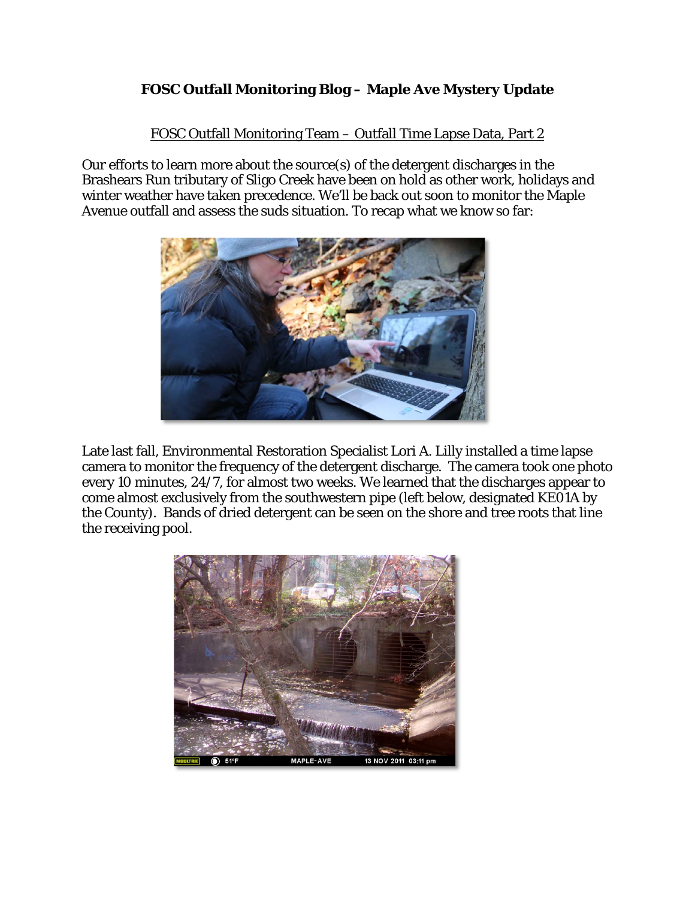# FOSC Outfall Monitoring Blog – Maple Ave Mystery Update

FOSC Outfall Monitoring Team – Outfall Time Lapse Data, Part 2

Our efforts to learn more about the source(s) of the detergent discharges in the Brashears Run tributary of Sligo Creek have been on hold as other work, holidays and winter weather have taken precedence. We'll be back out soon to monitor the Maple Avenue outfall and assess the suds situation. To recap what we know so far:

Late last fall, Environmental Restoration Specialist Lori A. Lilly installed a time lapse camera to monitor the frequency of the detergent discharge. The camera took one photo every 10 minutes, 24/7, for almost two weeks. We learned that the discharges appear to come almost exclusively from the southwestern pipe (left below, designated KE01A by the County). Bands of dried detergent can be seen on the shore and tree roots that line the receiving pool.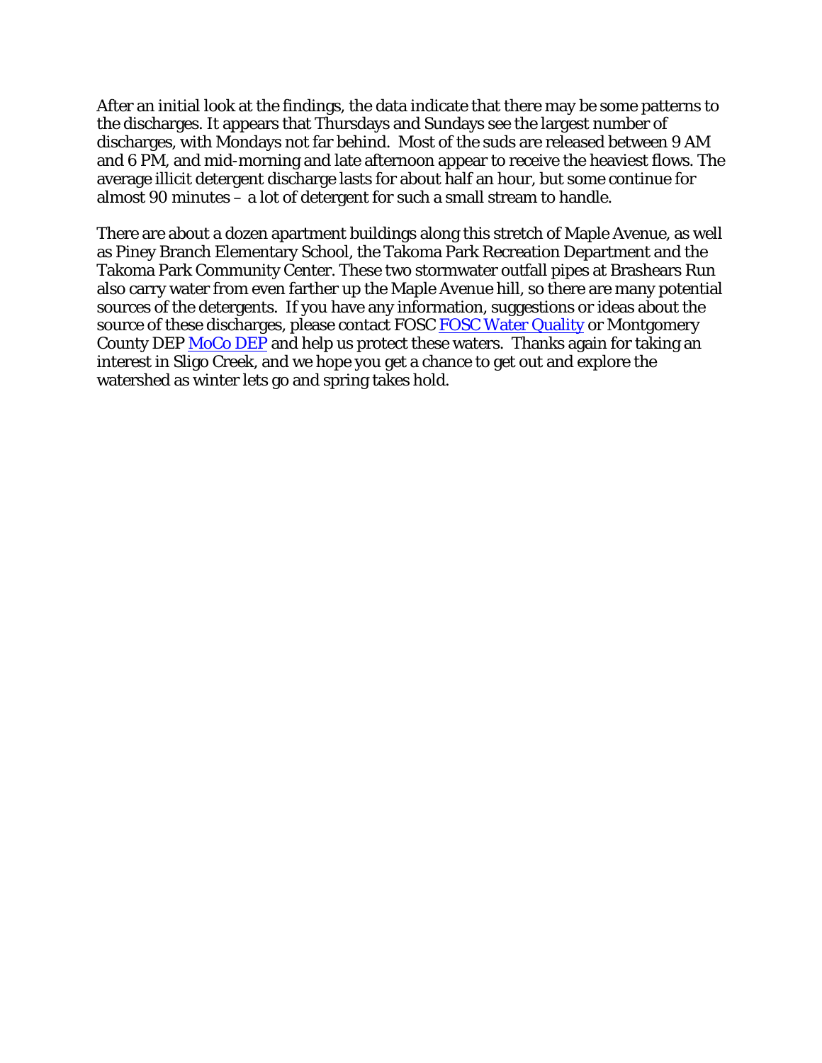After an initial look at the findings, the data indicate that there may be some patterns to the discharges. It appears that Thursdays and Sundays see the largest number of discharges, with Mondays not far behind. Most of the suds are released between 9 AM and 6 PM, and mid-morning and late afternoon appear to receive the heaviest flows. The average illicit detergent discharge lasts for about half an hour, but some continue for almost 90 minutes – a lot of detergent for such a small stream to handle.

There are about a dozen apartment buildings along this stretch of Maple Avenue, as well as Piney Branch Elementary School, the Takoma Park Recreation Department and the Takoma Park Community Center. These two stormwater outfall pipes at Brashears Run also carry water from even farther up the Maple Avenue hill, so there are many potential sources of the detergents. If you have any information, suggestions or ideas about the source of these discharges, please contact FOSC FOSC Water Quality or Montgomery County DEP MoCo DEP and help us protect these waters. Thanks again for taking an interest in Sligo Creek, and we hope you get a chance to get out and explore the watershed as winter lets go and spring takes hold.